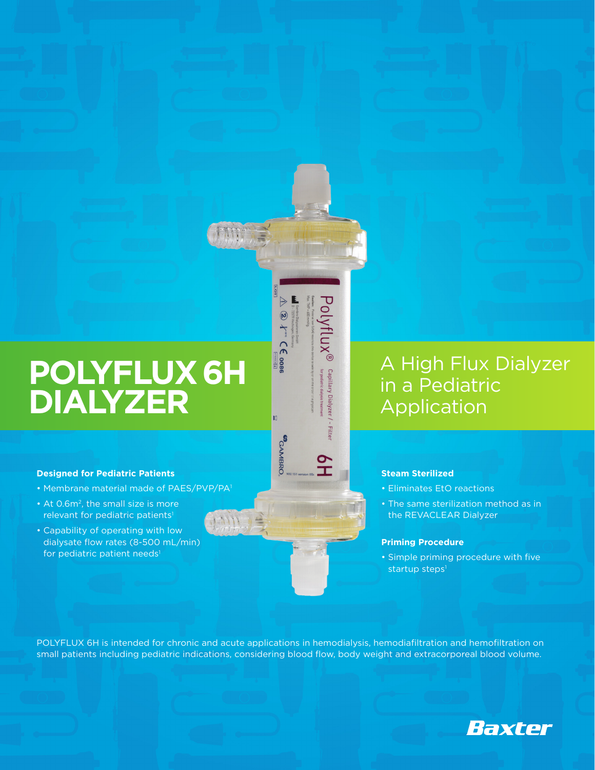# POLYFLUX 6H DIALYZER

## A High Flux Dialyzer in a Pediatric Application

### Designed for Pediatric Patients

- Membrane material made of PAES/PVP/PA[1]
- At $0.6m^2$, the small size is more relevant for pediatric patients[1]
- Capability of operating with low dialysate flow rates (8-500 mL/min) for pediatric patient needs[1]

### Steam Sterilized

- Eliminates EtO reactions
- The same sterilization method as in the REVACLEAR Dialyzer

### Priming Procedure

- Simple priming procedure with five startup steps[1]

POLYFLUX 6H is intended for chronic and acute applications in hemodialysis, hemodiafiltration and hemofiltration on small patients including pediatric indications, considering blood flow, body weight and extracorporeal blood volume.

Baxter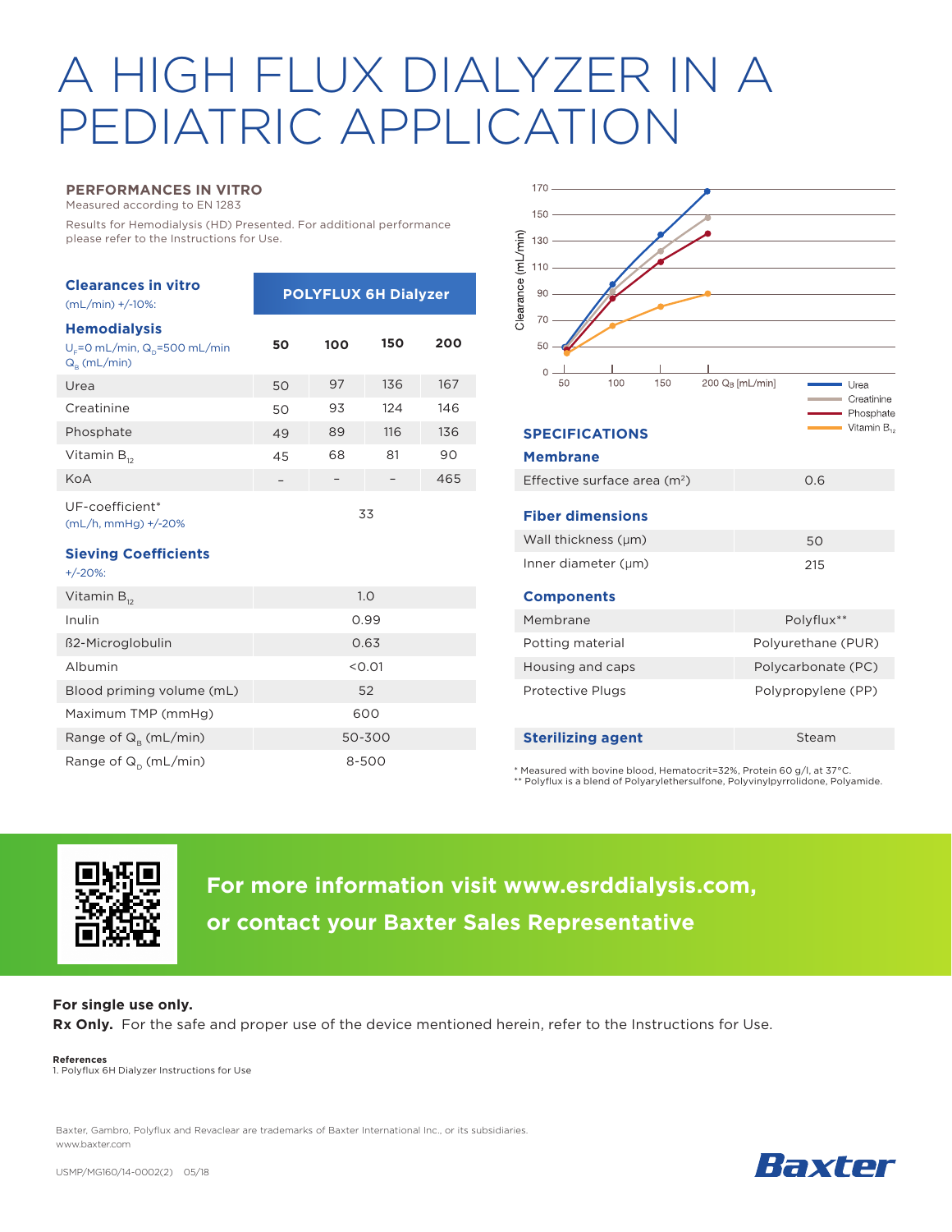# A HIGH FLUX DIALYZER IN A PEDIATRIC APPLICATION

**PERFORMANCES IN VITRO**
Measured according to EN 1283

Results for Hemodialysis (HD) Presented. For additional performance please refer to the Instructions for Use.

| **Clearances in vitro** (mL/min) +/-10%: | **POLYFLUX 6H Dialyzer** | | | |
|---|---|---|---|---|
| **Hemodialysis** $U_F$=0 mL/min, $Q_D$=500 mL/min $Q_B$ (mL/min) | **50** | **100** | **150** | **200** |
| Urea | 50 | 97 | 136 | 167 |
| Creatinine | 50 | 93 | 124 | 146 |
| Phosphate | 49 | 89 | 116 | 136 |
| Vitamin $B_{12}$ | 45 | 68 | 81 | 90 |
| KoA | – | – | – | 465 |
| UF-coefficient* (mL/h, mmHg) +/-20% | 33 | | | |

**Sieving Coefficients**
+/-20%:

| | |
|---|---|
| Vitamin $B_{12}$ | 1.0 |
| Inulin | 0.99 |
| ß2-Microglobulin | 0.63 |
| Albumin | <0.01 |
| Blood priming volume (mL) | 52 |
| Maximum TMP (mmHg) | 600 |
| Range of $Q_B$ (mL/min) | 50-300 |
| Range of $Q_D$ (mL/min) | 8-500 |

Clearance (mL/min)
170
150
130
110
90
70
50
0
50
100
150
200 $Q_B$ [mL/min]
Urea
Creatinine
Phosphate
Vitamin $B_{12}$

## SPECIFICATIONS

**Membrane**

| | |
|---|---|
| Effective surface area (m²) | 0.6 |

**Fiber dimensions**

| | |
|---|---|
| Wall thickness (µm) | 50 |
| Inner diameter (µm) | 215 |

**Components**

| | |
|---|---|
| Membrane | Polyflux** |
| Potting material | Polyurethane (PUR) |
| Housing and caps | Polycarbonate (PC) |
| Protective Plugs | Polypropylene (PP) |

| | |
|---|---|
| **Sterilizing agent** | Steam |

\* Measured with bovine blood, Hematocrit=32%, Protein 60 g/l, at 37°C.
\** Polyflux is a blend of Polyarylethersulfone, Polyvinylpyrrolidone, Polyamide.

**For more information visit www.esrddialysis.com, or contact your Baxter Sales Representative**

**For single use only.**
**Rx Only.** For the safe and proper use of the device mentioned herein, refer to the Instructions for Use.

**References**
1. Polyflux 6H Dialyzer Instructions for Use

Baxter, Gambro, Polyflux and Revaclear are trademarks of Baxter International Inc., or its subsidiaries.
www.baxter.com

USMP/MG160/14-0002(2) 05/18

Baxter